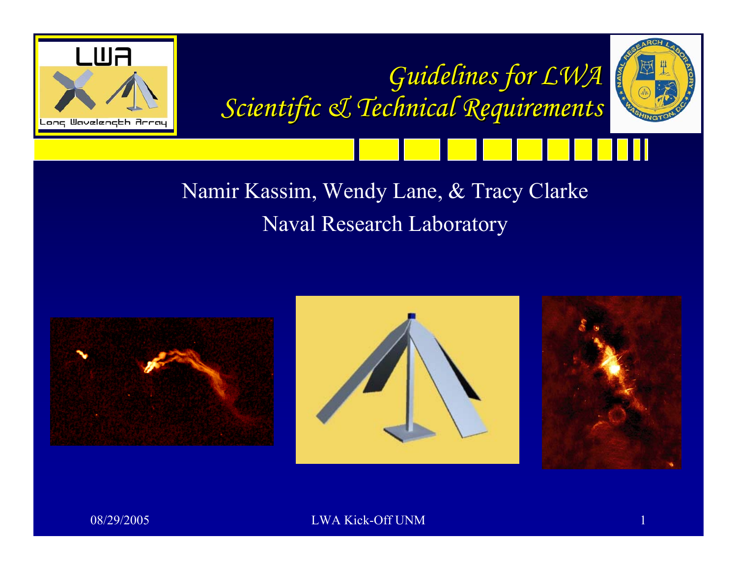# Guidelines for LWA Scientific & Technical Requirements

Namir Kassim, Wendy Lane, & Tracy Clarke

Naval Research Laboratory

08/29/2005

LWA Kick-Off UNM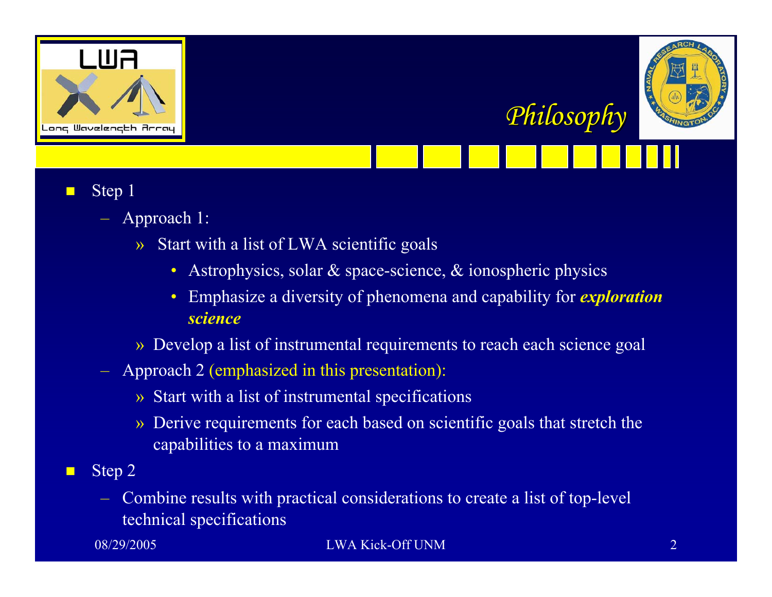# *Philosophy*

- Step 1
  - Approach 1:
    - Start with a list of LWA scientific goals
      - Astrophysics, solar & space-science, & ionospheric physics
      - Emphasize a diversity of phenomena and capability for ***exploration science***
    - Develop a list of instrumental requirements to reach each science goal
  - Approach 2 (emphasized in this presentation):
    - Start with a list of instrumental specifications
    - Derive requirements for each based on scientific goals that stretch the capabilities to a maximum
- Step 2
  - Combine results with practical considerations to create a list of top-level technical specifications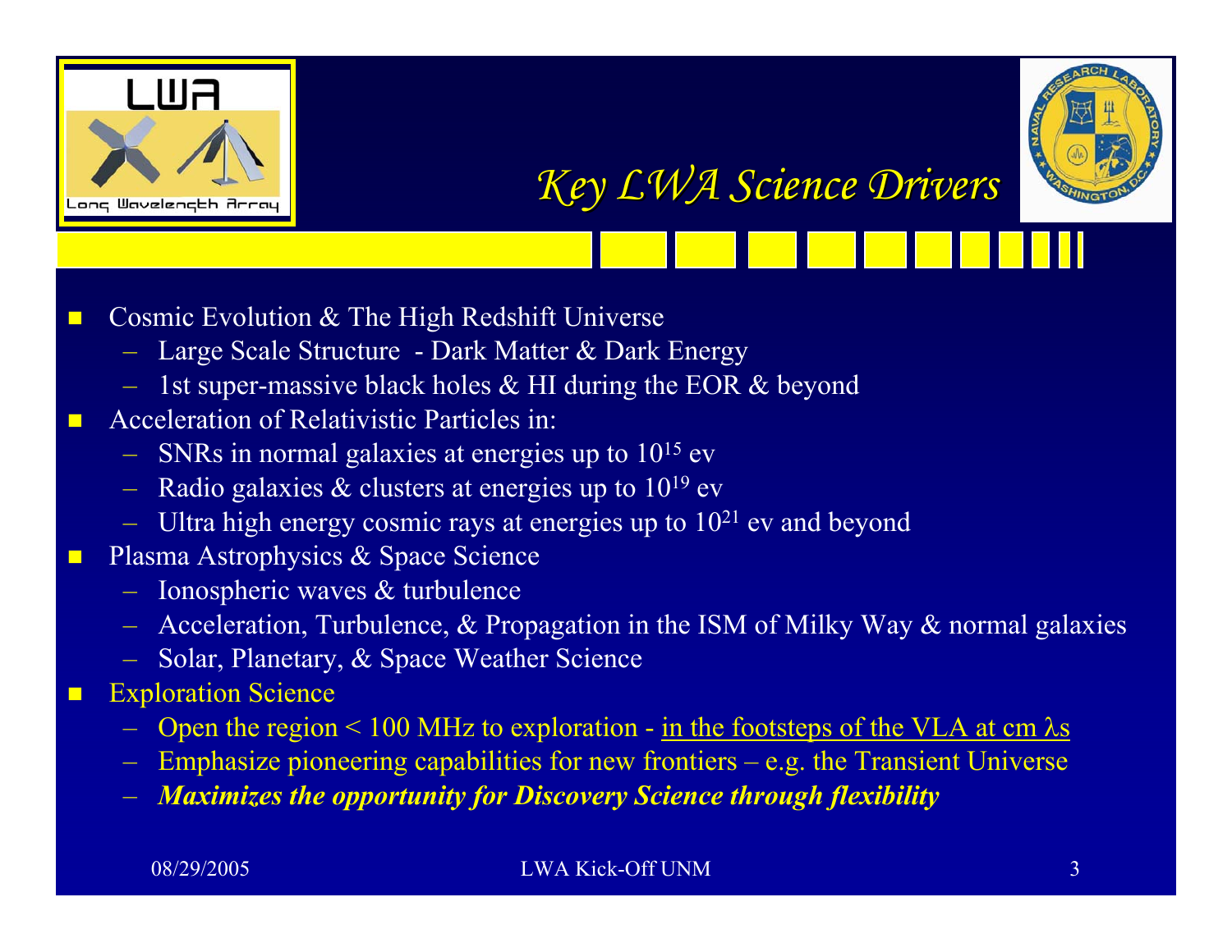# *Key LWA Science Drivers*

- Cosmic Evolution & The High Redshift Universe
  - Large Scale Structure - Dark Matter & Dark Energy
  - 1st super-massive black holes & HI during the EOR & beyond
- Acceleration of Relativistic Particles in:
  - SNRs in normal galaxies at energies up to $10^{15}$ ev
  - Radio galaxies & clusters at energies up to $10^{19}$ ev
  - Ultra high energy cosmic rays at energies up to $10^{21}$ ev and beyond
- Plasma Astrophysics & Space Science
  - Ionospheric waves & turbulence
  - Acceleration, Turbulence, & Propagation in the ISM of Milky Way & normal galaxies
  - Solar, Planetary, & Space Weather Science
- Exploration Science
  - Open the region < 100 MHz to exploration - <u>in the footsteps of the VLA at cm $\lambda$s</u>
  - Emphasize pioneering capabilities for new frontiers – e.g. the Transient Universe
  - ***Maximizes the opportunity for Discovery Science through flexibility***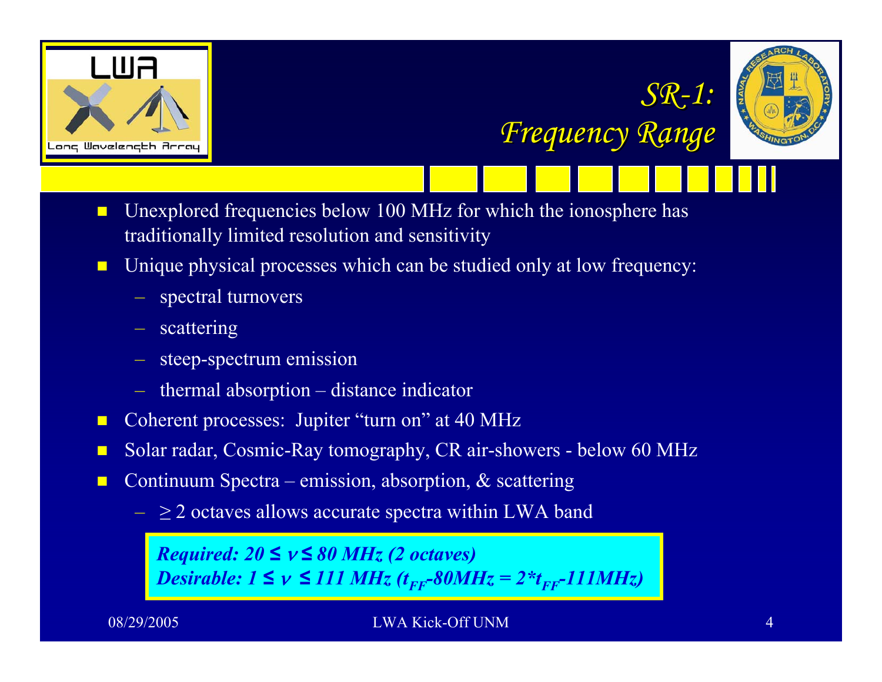# *SR-1: Frequency Range*

- Unexplored frequencies below 100 MHz for which the ionosphere has traditionally limited resolution and sensitivity
- Unique physical processes which can be studied only at low frequency:
  - spectral turnovers
  - scattering
  - steep-spectrum emission
  - thermal absorption – distance indicator
- Coherent processes: Jupiter "turn on" at 40 MHz
- Solar radar, Cosmic-Ray tomography, CR air-showers - below 60 MHz
- Continuum Spectra – emission, absorption, & scattering
  - ≥ 2 octaves allows accurate spectra within LWA band

***Required: 20 ≤ $\nu$ ≤ 80 MHz (2 octaves)***
***Desirable: 1 ≤ $\nu$ ≤ 111 MHz ($t_{FF}$-80MHz = 2\*$t_{FF}$-111MHz)***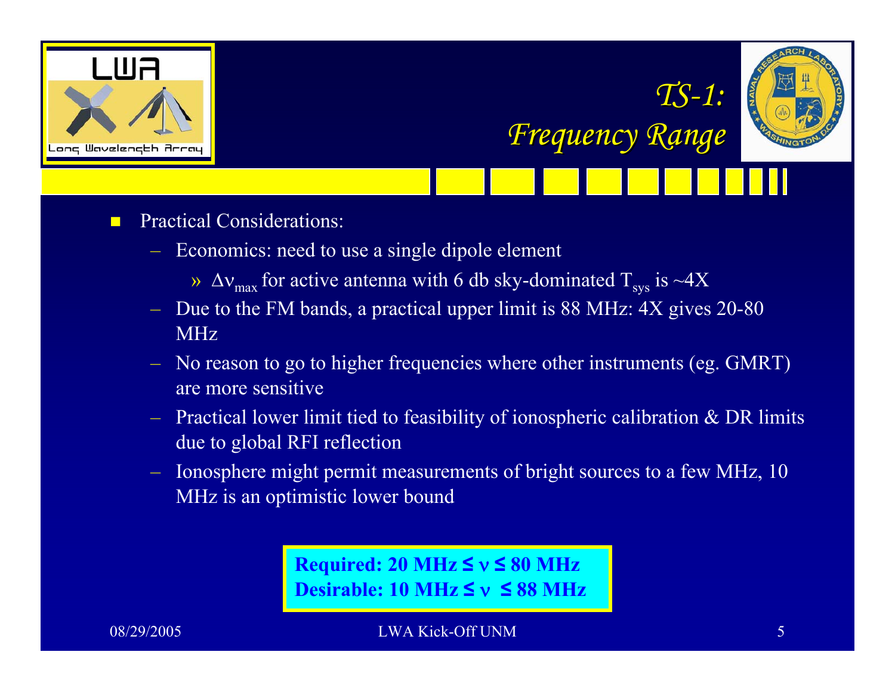# *TS-1: Frequency Range*

- Practical Considerations:
  - Economics: need to use a single dipole element
    - » $\Delta\nu_{max}$ for active antenna with 6 db sky-dominated $T_{sys}$ is ~4X
  - Due to the FM bands, a practical upper limit is 88 MHz: 4X gives 20-80 MHz
  - No reason to go to higher frequencies where other instruments (eg. GMRT) are more sensitive
  - Practical lower limit tied to feasibility of ionospheric calibration & DR limits due to global RFI reflection
  - Ionosphere might permit measurements of bright sources to a few MHz, 10 MHz is an optimistic lower bound

**Required: 20 MHz $\leq \nu \leq$ 80 MHz**
**Desirable: 10 MHz $\leq \nu \leq$ 88 MHz**

08/29/2005 LWA Kick-Off UNM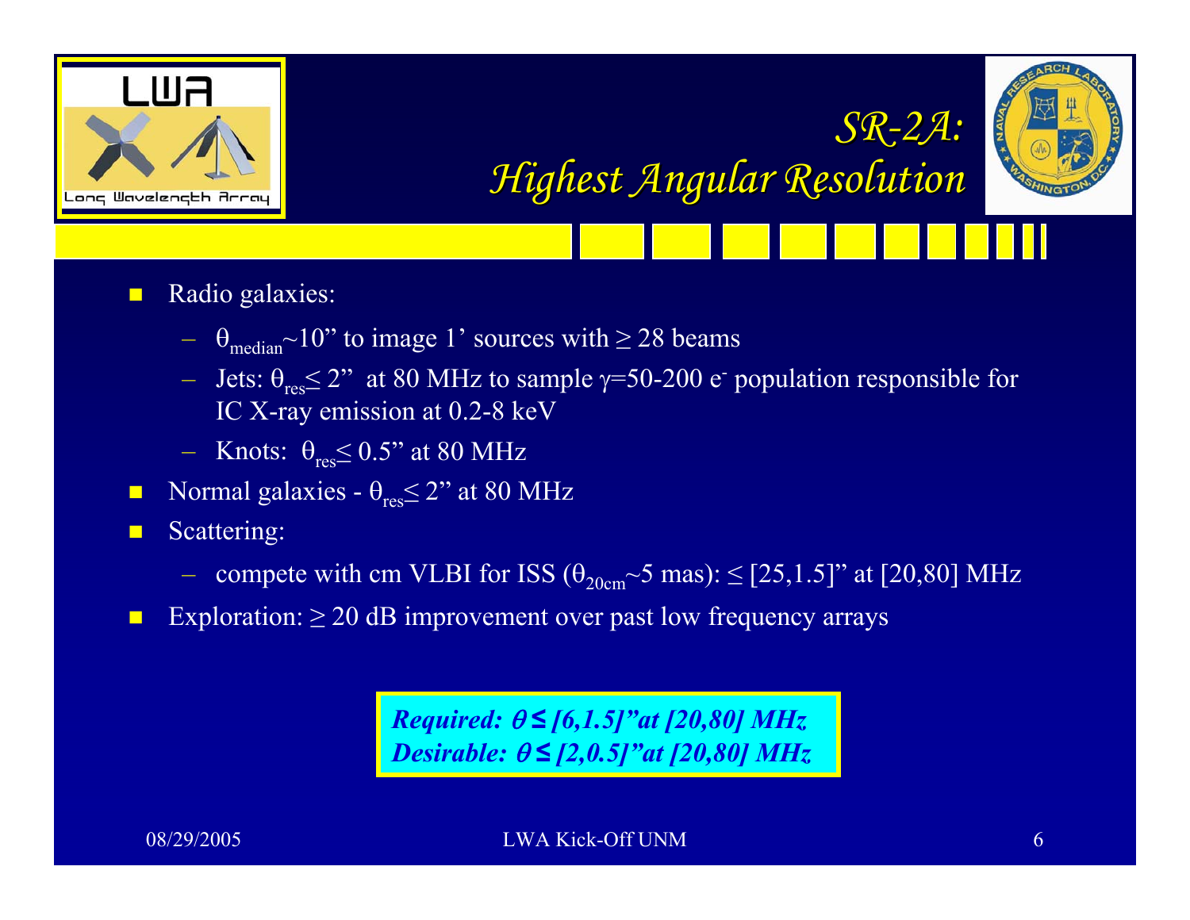# *SR-2A: Highest Angular Resolution*

- Radio galaxies:
  - $\theta_{median}$~10” to image 1’ sources with ≥ 28 beams
  - Jets: $\theta_{res}$≤ 2” at 80 MHz to sample $\gamma$=50-200 $e^-$ population responsible for IC X-ray emission at 0.2-8 keV
  - Knots: $\theta_{res}$≤ 0.5” at 80 MHz
- Normal galaxies - $\theta_{res}$≤ 2” at 80 MHz
- Scattering:
  - compete with cm VLBI for ISS ($\theta_{20cm}$~5 mas): ≤ [25,1.5]” at [20,80] MHz
- Exploration: ≥ 20 dB improvement over past low frequency arrays

***Required: $\theta$ ≤ [6,1.5]”at [20,80] MHz***
***Desirable: $\theta$ ≤ [2,0.5]”at [20,80] MHz***

08/29/2005 LWA Kick-Off UNM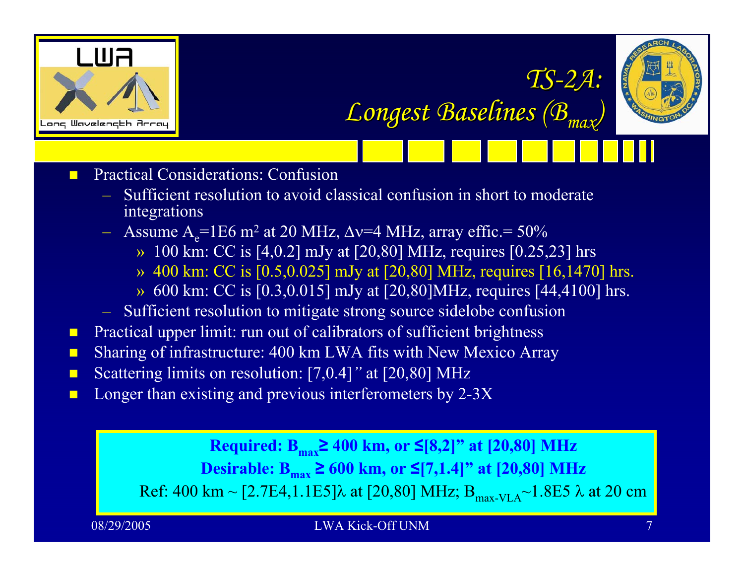# TS-2A: Longest Baselines ($B_{max}$)

- Practical Considerations: Confusion
  - Sufficient resolution to avoid classical confusion in short to moderate integrations
  - Assume $A_e$=1E6 m$^2$ at 20 MHz, $\Delta\nu$=4 MHz, array effic.= 50%
    - » 100 km: CC is [4,0.2] mJy at [20,80] MHz, requires [0.25,23] hrs
    - » 400 km: CC is [0.5,0.025] mJy at [20,80] MHz, requires [16,1470] hrs.
    - » 600 km: CC is [0.3,0.015] mJy at [20,80]MHz, requires [44,4100] hrs.
  - Sufficient resolution to mitigate strong source sidelobe confusion
- Practical upper limit: run out of calibrators of sufficient brightness
- Sharing of infrastructure: 400 km LWA fits with New Mexico Array
- Scattering limits on resolution: [7,0.4]" at [20,80] MHz
- Longer than existing and previous interferometers by 2-3X

**Required: $B_{max}$≥ 400 km, or ≤[8,2]" at [20,80] MHz**

**Desirable: $B_{max}$ ≥ 600 km, or ≤[7,1.4]" at [20,80] MHz**

Ref: 400 km ~ [2.7E4,1.1E5]λ at [20,80] MHz; $B_{max-VLA}$~1.8E5 λ at 20 cm

08/29/2005 LWA Kick-Off UNM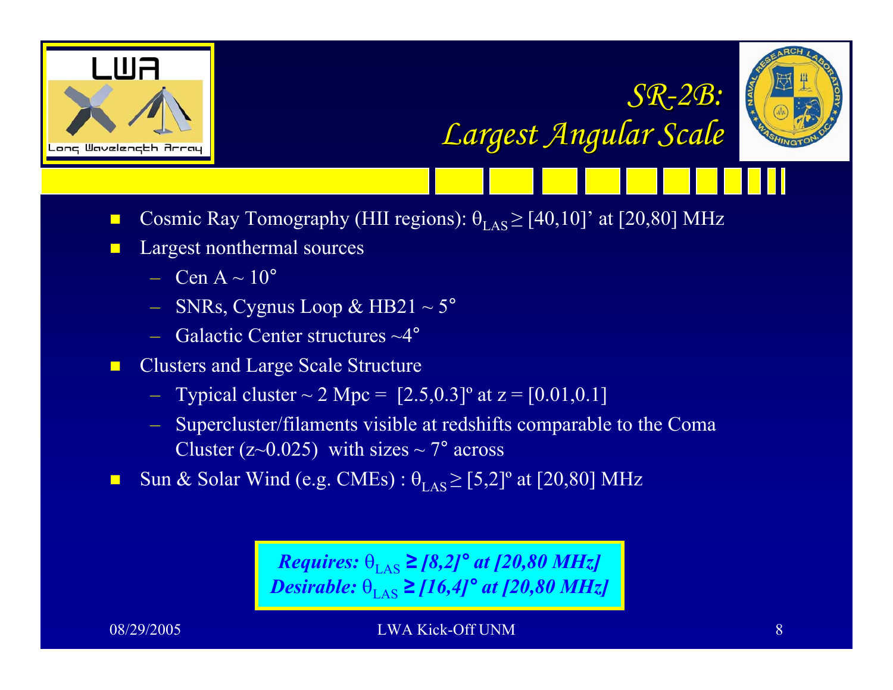# *SR-2B: Largest Angular Scale*

- Cosmic Ray Tomography (HII regions): $\theta_{LAS} \geq [40,10]'$ at [20,80] MHz
- Largest nonthermal sources
  - Cen A ~ 10°
  - SNRs, Cygnus Loop & HB21 ~ 5°
  - Galactic Center structures ~4°
- Clusters and Large Scale Structure
  - Typical cluster ~ 2 Mpc = [2.5,0.3]º at z = [0.01,0.1]
  - Supercluster/filaments visible at redshifts comparable to the Coma Cluster (z~0.025) with sizes ~ 7° across
- Sun & Solar Wind (e.g. CMEs) : $\theta_{LAS} \geq [5,2]^{\circ}$ at [20,80] MHz

***Requires:*** $\theta_{LAS}$ ***≥ [8,2]° at [20,80 MHz]***
***Desirable:*** $\theta_{LAS}$ ***≥ [16,4]° at [20,80 MHz]***

08/29/2005 LWA Kick-Off UNM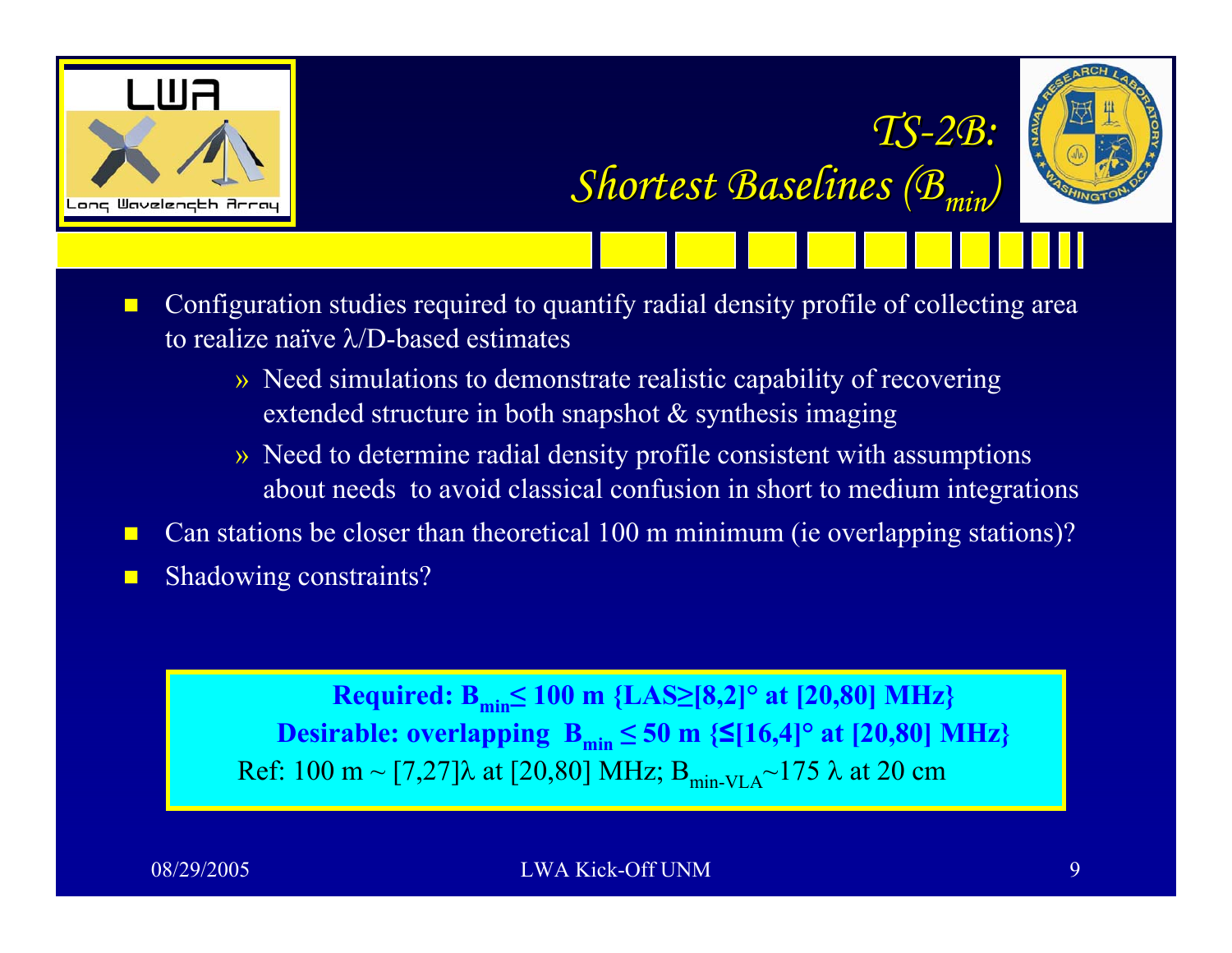# *TS-2B: Shortest Baselines ($B_{min}$)*

- Configuration studies required to quantify radial density profile of collecting area to realize naïve λ/D-based estimates
  - » Need simulations to demonstrate realistic capability of recovering extended structure in both snapshot & synthesis imaging
  - » Need to determine radial density profile consistent with assumptions about needs to avoid classical confusion in short to medium integrations
- Can stations be closer than theoretical 100 m minimum (ie overlapping stations)?
- Shadowing constraints?

**Required: $B_{min} \leq 100$ m {LAS≥[8,2]° at [20,80] MHz}**
**Desirable: overlapping $B_{min} \leq 50$ m {≤[16,4]° at [20,80] MHz}**
Ref: 100 m ~ [7,27]λ at [20,80] MHz; $B_{min\text{-}VLA}$~175 λ at 20 cm

08/29/2005 LWA Kick-Off UNM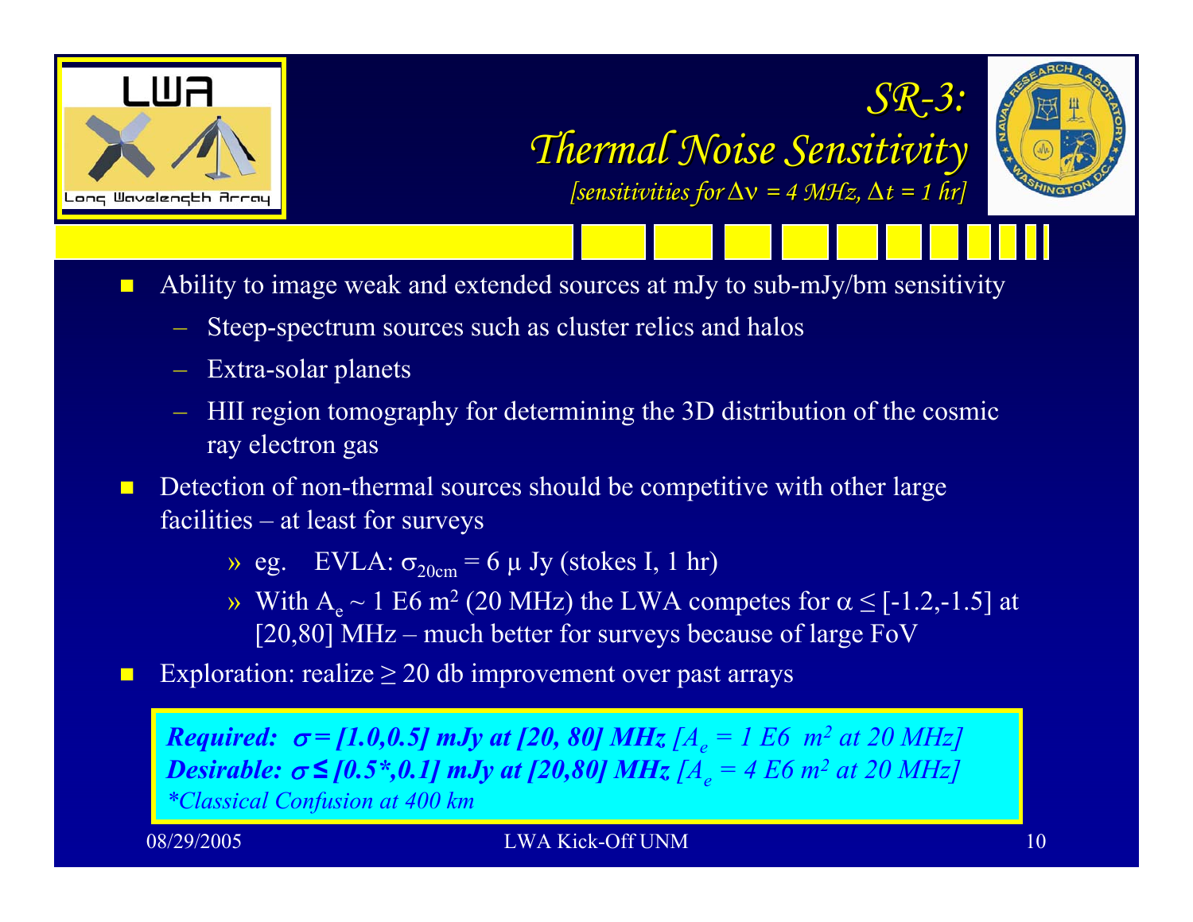# *SR-3: Thermal Noise Sensitivity*

*[sensitivities for $\Delta\nu$ = 4 MHz, $\Delta t$ = 1 hr]*

- Ability to image weak and extended sources at mJy to sub-mJy/bm sensitivity
  - Steep-spectrum sources such as cluster relics and halos
  - Extra-solar planets
  - HII region tomography for determining the 3D distribution of the cosmic ray electron gas
- Detection of non-thermal sources should be competitive with other large facilities – at least for surveys
  - » eg. EVLA: $\sigma_{20cm}$ = 6 μ Jy (stokes I, 1 hr)
  - » With $A_e$ ~ 1 E6 m$^2$ (20 MHz) the LWA competes for $\alpha \leq$ [-1.2,-1.5] at [20,80] MHz – much better for surveys because of large FoV
- Exploration: realize ≥ 20 db improvement over past arrays

***Required:*** ***$\sigma$ = [1.0,0.5] mJy at [20, 80] MHz*** *[$A_e$ = 1 E6 m$^2$ at 20 MHz]*
***Desirable:*** ***$\sigma \leq$ [0.5\*,0.1] mJy at [20,80] MHz*** *[$A_e$ = 4 E6 m$^2$ at 20 MHz]*
*\*Classical Confusion at 400 km*

08/29/2005 LWA Kick-Off UNM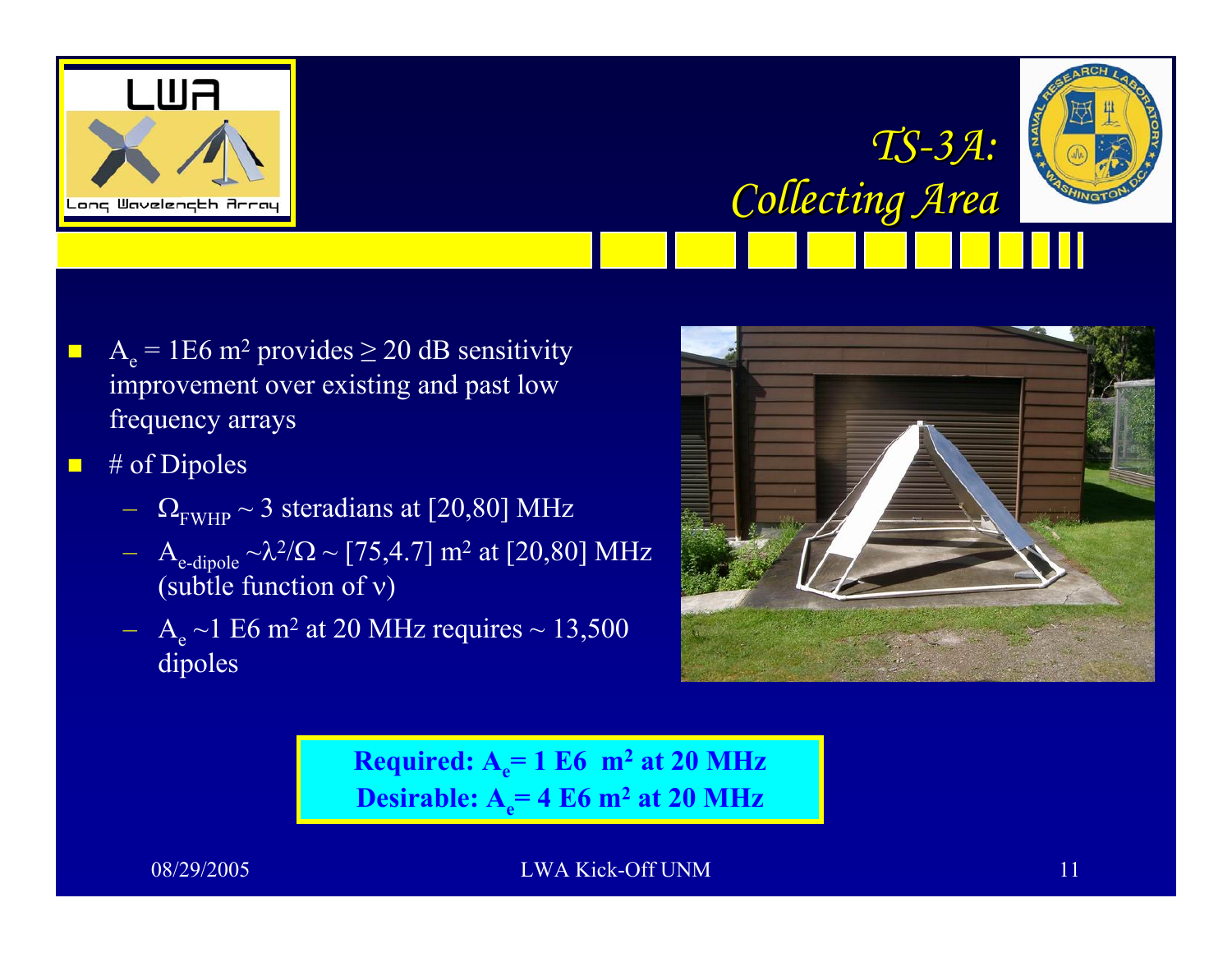# TS-3A: Collecting Area

- $A_e$ = 1E6 $m^2$ provides ≥ 20 dB sensitivity improvement over existing and past low frequency arrays
- # of Dipoles
  - $\Omega_{FWHP}$ ~ 3 steradians at [20,80] MHz
  - $A_{e\text{-dipole}} \sim \lambda^2/\Omega$ ~ [75,4.7] $m^2$ at [20,80] MHz (subtle function of $\nu$)
  - $A_e$ ~1 E6 $m^2$ at 20 MHz requires ~ 13,500 dipoles

**Required: $A_e$= 1 E6 $m^2$ at 20 MHz**
**Desirable: $A_e$= 4 E6 $m^2$ at 20 MHz**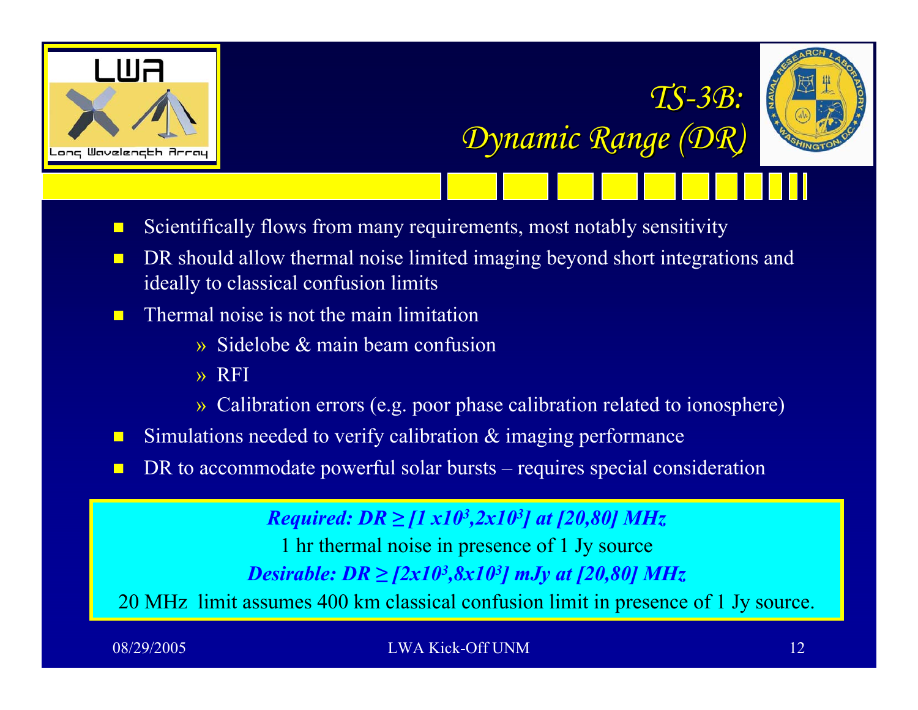# *TS-3B: Dynamic Range (DR)*

- Scientifically flows from many requirements, most notably sensitivity
- DR should allow thermal noise limited imaging beyond short integrations and ideally to classical confusion limits
- Thermal noise is not the main limitation
  - » Sidelobe & main beam confusion
  - » RFI
  - » Calibration errors (e.g. poor phase calibration related to ionosphere)
- Simulations needed to verify calibration & imaging performance
- DR to accommodate powerful solar bursts – requires special consideration

***Required: DR ≥ [1 x$10^3$,2x$10^3$] at [20,80] MHz***

1 hr thermal noise in presence of 1 Jy source

***Desirable: DR ≥ [2x$10^3$,8x$10^3$] mJy at [20,80] MHz***

20 MHz limit assumes 400 km classical confusion limit in presence of 1 Jy source.

08/29/2005 LWA Kick-Off UNM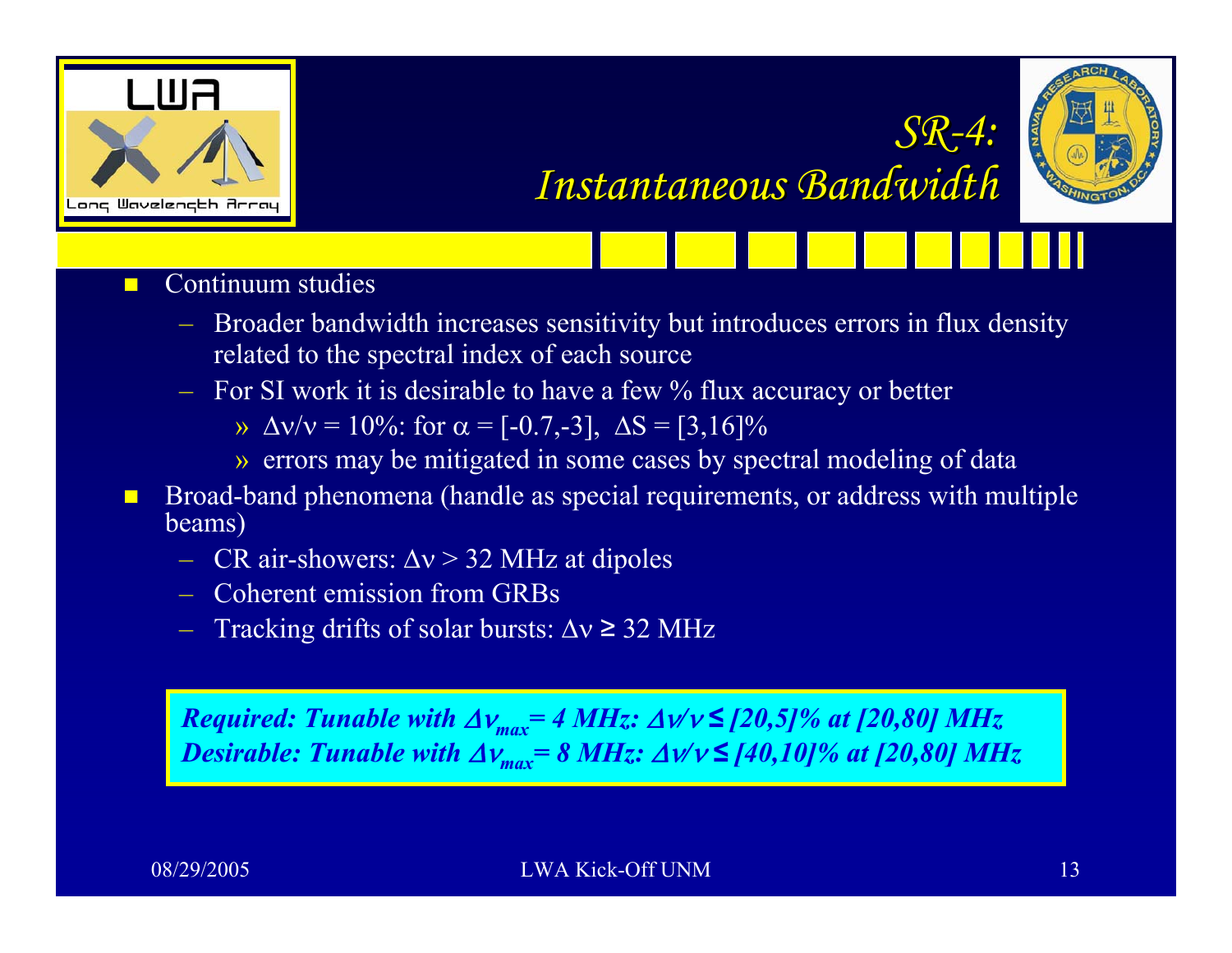# *SR-4: Instantaneous Bandwidth*

- Continuum studies
  - Broader bandwidth increases sensitivity but introduces errors in flux density related to the spectral index of each source
  - For SI work it is desirable to have a few % flux accuracy or better
    - » $\Delta\nu/\nu$ = 10%: for $\alpha$ = [-0.7,-3], $\Delta S$ = [3,16]%
    - » errors may be mitigated in some cases by spectral modeling of data
- Broad-band phenomena (handle as special requirements, or address with multiple beams)
  - CR air-showers: $\Delta\nu > 32$ MHz at dipoles
  - Coherent emission from GRBs
  - Tracking drifts of solar bursts: $\Delta\nu \geq 32$ MHz

***Required: Tunable with $\Delta\nu_{max}$= 4 MHz: $\Delta\nu/\nu \leq$ [20,5]% at [20,80] MHz***
***Desirable: Tunable with $\Delta\nu_{max}$= 8 MHz: $\Delta\nu/\nu \leq$ [40,10]% at [20,80] MHz***

08/29/2005 LWA Kick-Off UNM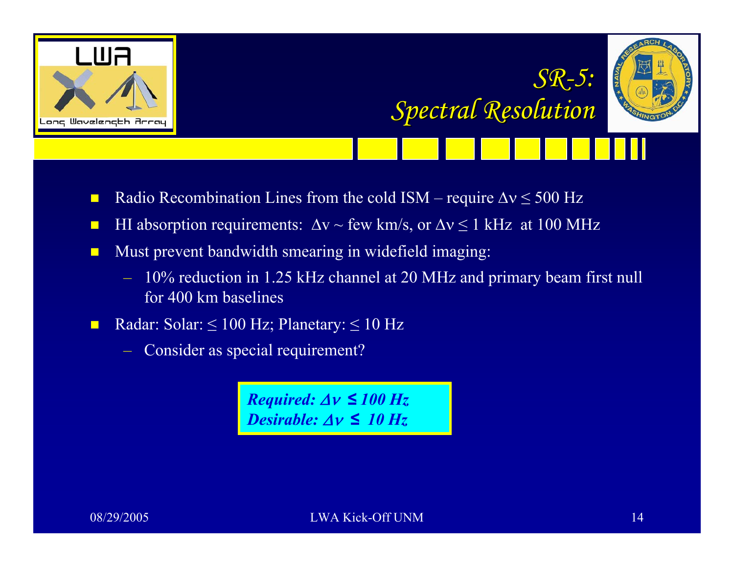# SR-5: Spectral Resolution

- Radio Recombination Lines from the cold ISM – require $\Delta\nu \leq 500$ Hz
- HI absorption requirements: $\Delta\nu \sim$ few km/s, or $\Delta\nu \leq 1$ kHz at 100 MHz
- Must prevent bandwidth smearing in widefield imaging:
  - 10% reduction in 1.25 kHz channel at 20 MHz and primary beam first null for 400 km baselines
- Radar: Solar: $\leq 100$ Hz; Planetary: $\leq 10$ Hz
  - Consider as special requirement?

***Required: $\Delta\nu \leq 100$ Hz***
***Desirable: $\Delta\nu \leq 10$ Hz***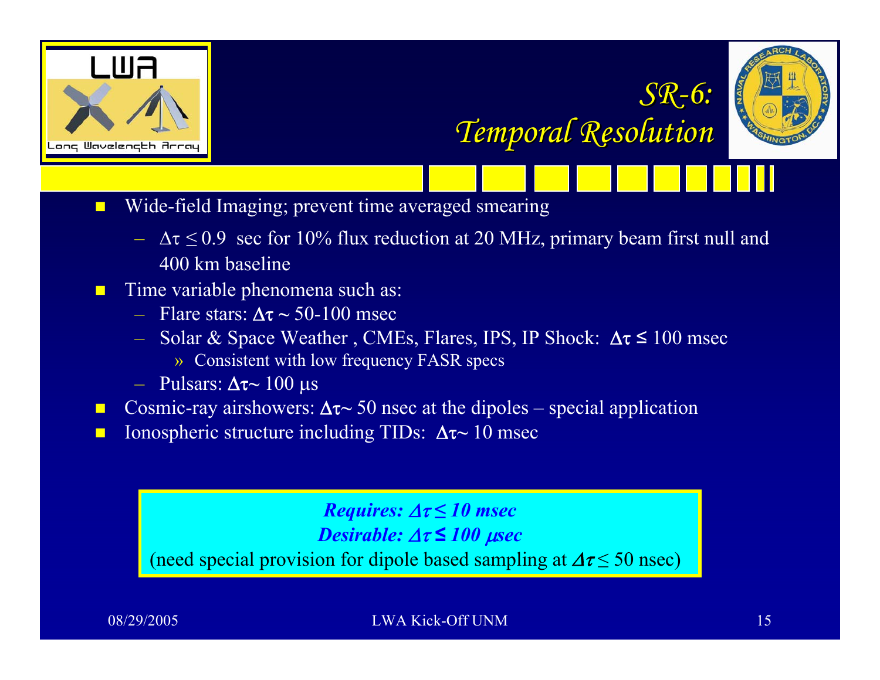# *SR-6: Temporal Resolution*

- Wide-field Imaging; prevent time averaged smearing
  - $\Delta\tau \leq 0.9$ sec for 10% flux reduction at 20 MHz, primary beam first null and 400 km baseline
- Time variable phenomena such as:
  - Flare stars: $\Delta\tau \sim$ 50-100 msec
  - Solar & Space Weather , CMEs, Flares, IPS, IP Shock: $\Delta\tau \leq$ 100 msec
    - » Consistent with low frequency FASR specs
  - Pulsars: $\Delta\tau \sim$ 100 μs
- Cosmic-ray airshowers: $\Delta\tau \sim$ 50 nsec at the dipoles – special application
- Ionospheric structure including TIDs: $\Delta\tau \sim$ 10 msec

***Requires: $\Delta\tau \leq$ 10 msec***

***Desirable: $\Delta\tau \leq$ 100 μsec***

(need special provision for dipole based sampling at $\Delta\tau \leq$ 50 nsec)

08/29/2005 LWA Kick-Off UNM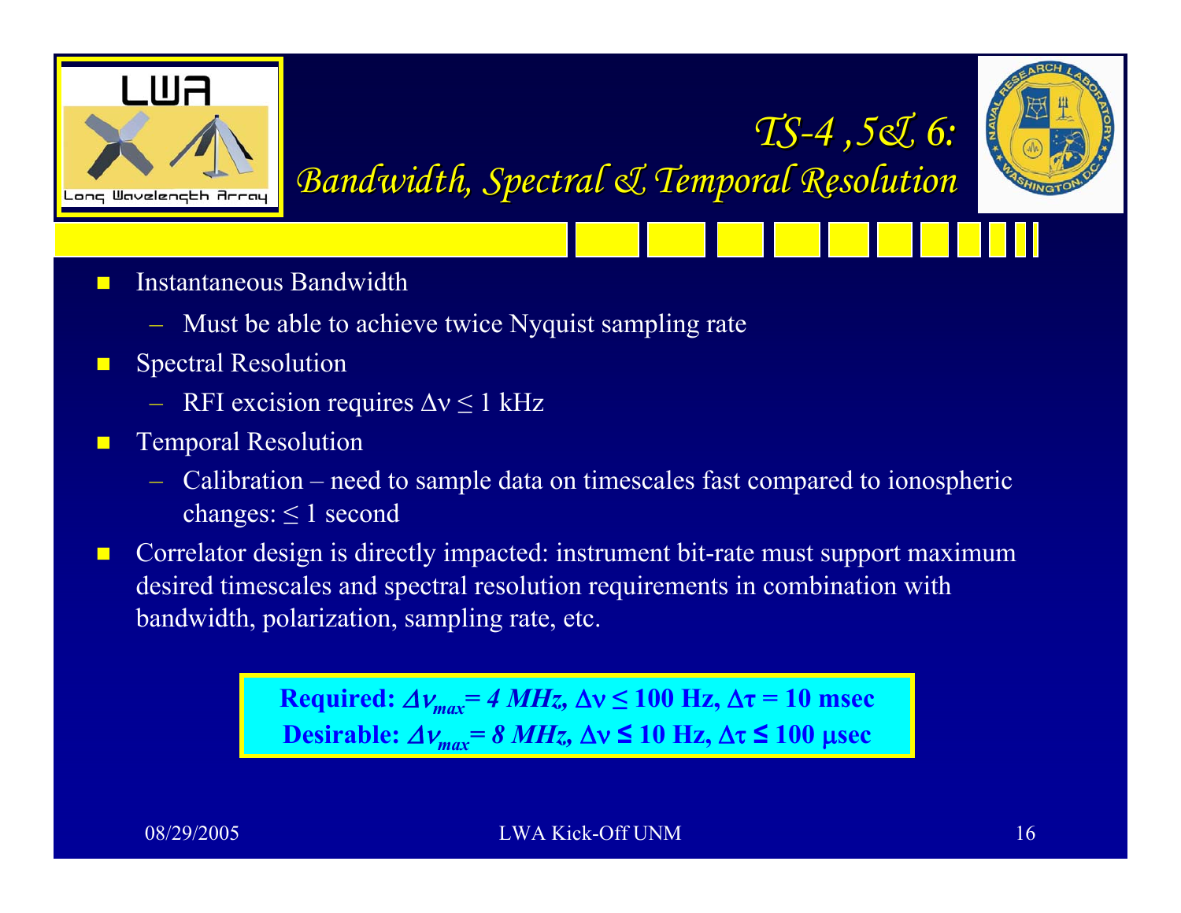# TS-4 ,5& 6: Bandwidth, Spectral & Temporal Resolution

- Instantaneous Bandwidth
  - Must be able to achieve twice Nyquist sampling rate
- Spectral Resolution
  - RFI excision requires $\Delta\nu \leq 1$ kHz
- Temporal Resolution
  - Calibration – need to sample data on timescales fast compared to ionospheric changes: $\leq 1$ second
- Correlator design is directly impacted: instrument bit-rate must support maximum desired timescales and spectral resolution requirements in combination with bandwidth, polarization, sampling rate, etc.

**Required:** $\Delta\nu_{max} = 4$ *MHz*, $\Delta\nu \leq 100$ **Hz**, $\Delta\tau = 10$ **msec**
**Desirable:** $\Delta\nu_{max} = 8$ *MHz*, $\Delta\nu \leq 10$ **Hz**, $\Delta\tau \leq 100$ **μsec**

08/29/2005 LWA Kick-Off UNM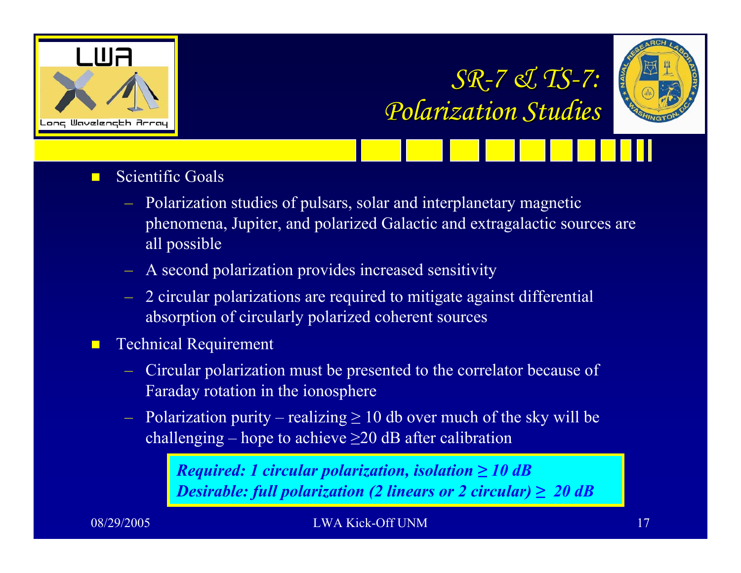# *SR-7 & TS-7: Polarization Studies*

- Scientific Goals
  - Polarization studies of pulsars, solar and interplanetary magnetic phenomena, Jupiter, and polarized Galactic and extragalactic sources are all possible
  - A second polarization provides increased sensitivity
  - 2 circular polarizations are required to mitigate against differential absorption of circularly polarized coherent sources
- Technical Requirement
  - Circular polarization must be presented to the correlator because of Faraday rotation in the ionosphere
  - Polarization purity – realizing ≥ 10 db over much of the sky will be challenging – hope to achieve ≥20 dB after calibration

***Required: 1 circular polarization, isolation ≥ 10 dB***
***Desirable: full polarization (2 linears or 2 circular) ≥ 20 dB***

08/29/2005 LWA Kick-Off UNM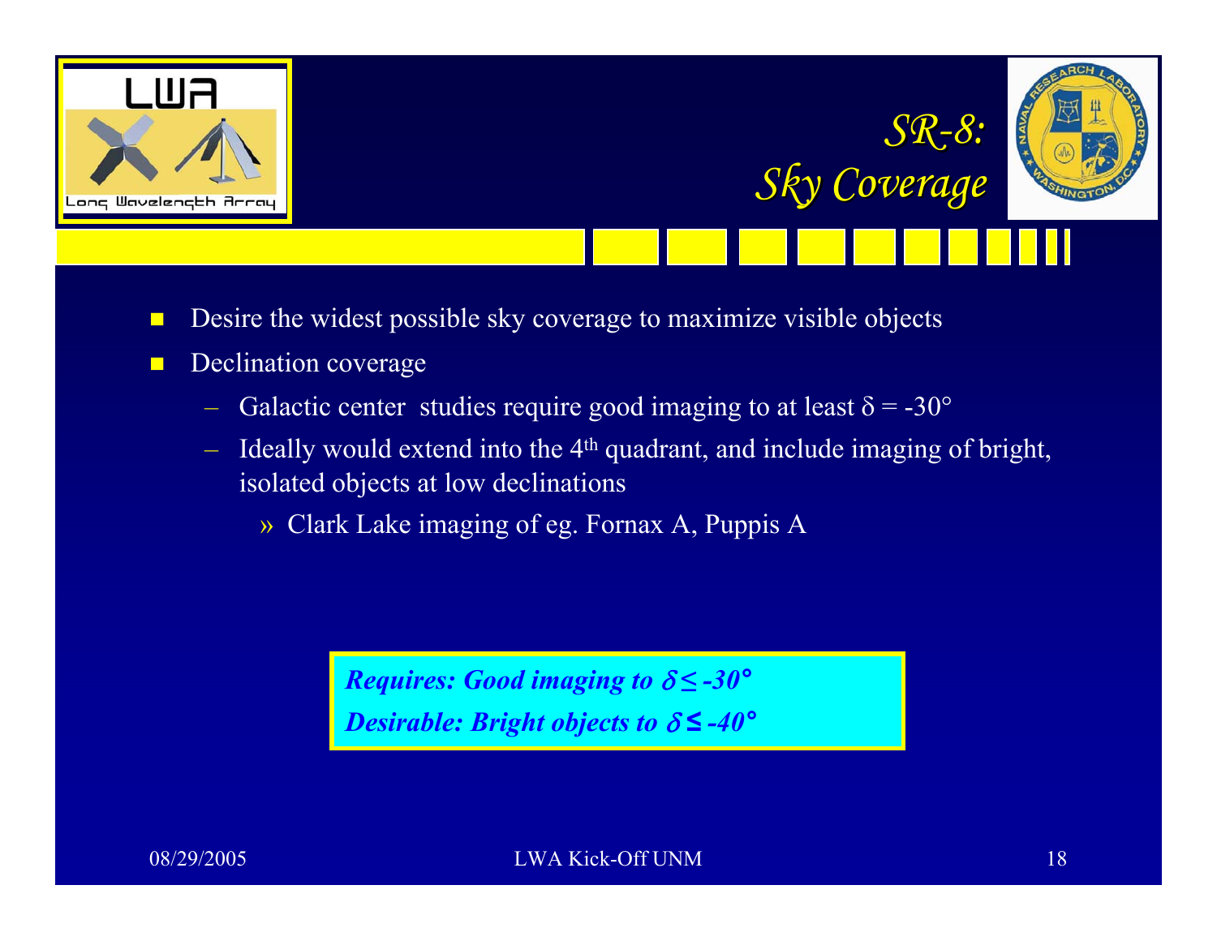# SR-8: Sky Coverage

- Desire the widest possible sky coverage to maximize visible objects
- Declination coverage
  - Galactic center studies require good imaging to at least $\delta = -30°$
  - Ideally would extend into the 4th quadrant, and include imaging of bright, isolated objects at low declinations
    - » Clark Lake imaging of eg. Fornax A, Puppis A

***Requires: Good imaging to $\delta \leq -30°$***
***Desirable: Bright objects to $\delta \leq -40°$***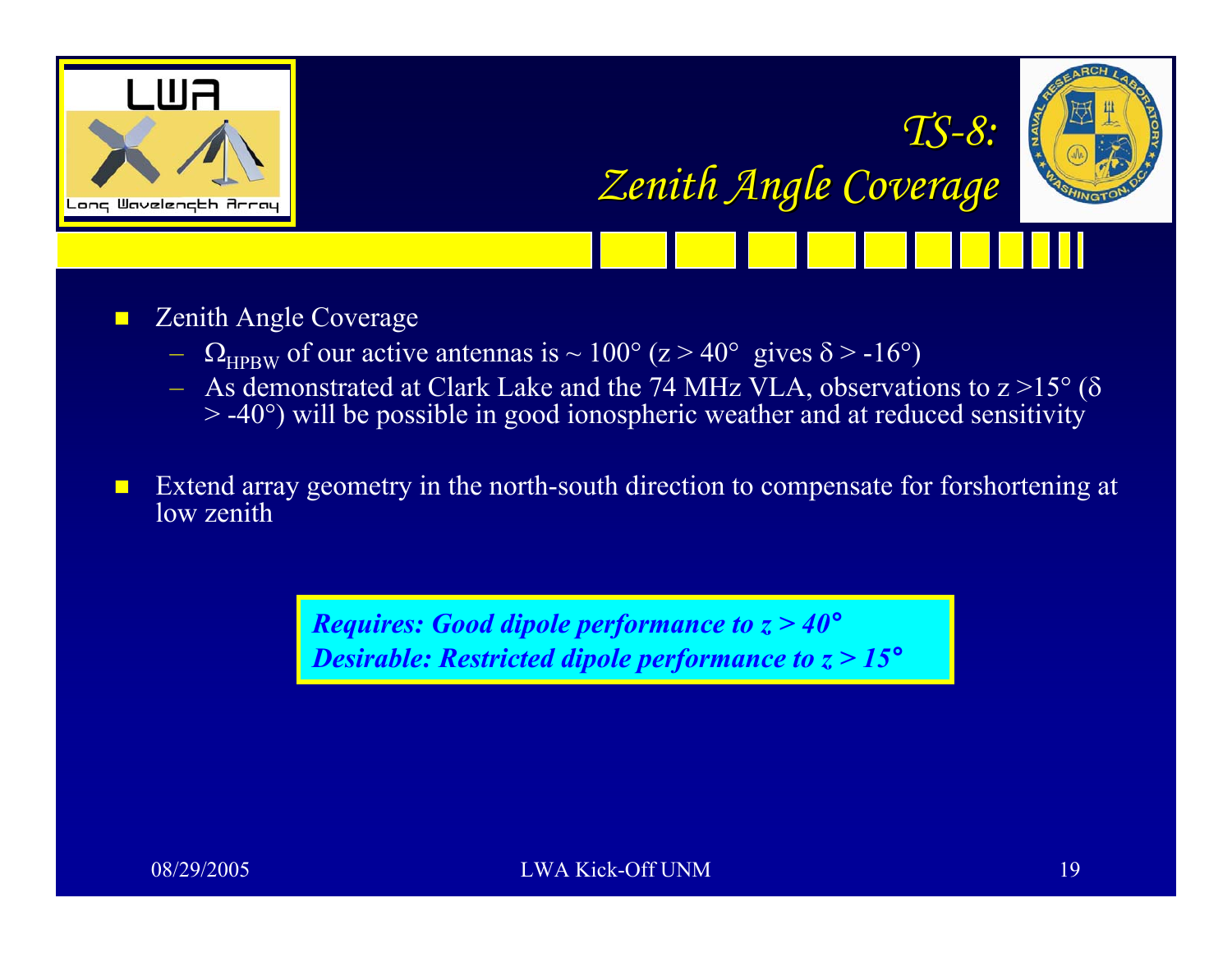# TS-8: Zenith Angle Coverage

- Zenith Angle Coverage
  - $\Omega_{HPBW}$ of our active antennas is ~ 100° (z > 40° gives δ > -16°)
  - As demonstrated at Clark Lake and the 74 MHz VLA, observations to z >15° (δ > -40°) will be possible in good ionospheric weather and at reduced sensitivity

- Extend array geometry in the north-south direction to compensate for forshortening at low zenith

***Requires: Good dipole performance to z > 40°***
***Desirable: Restricted dipole performance to z > 15°***

08/29/2005 LWA Kick-Off UNM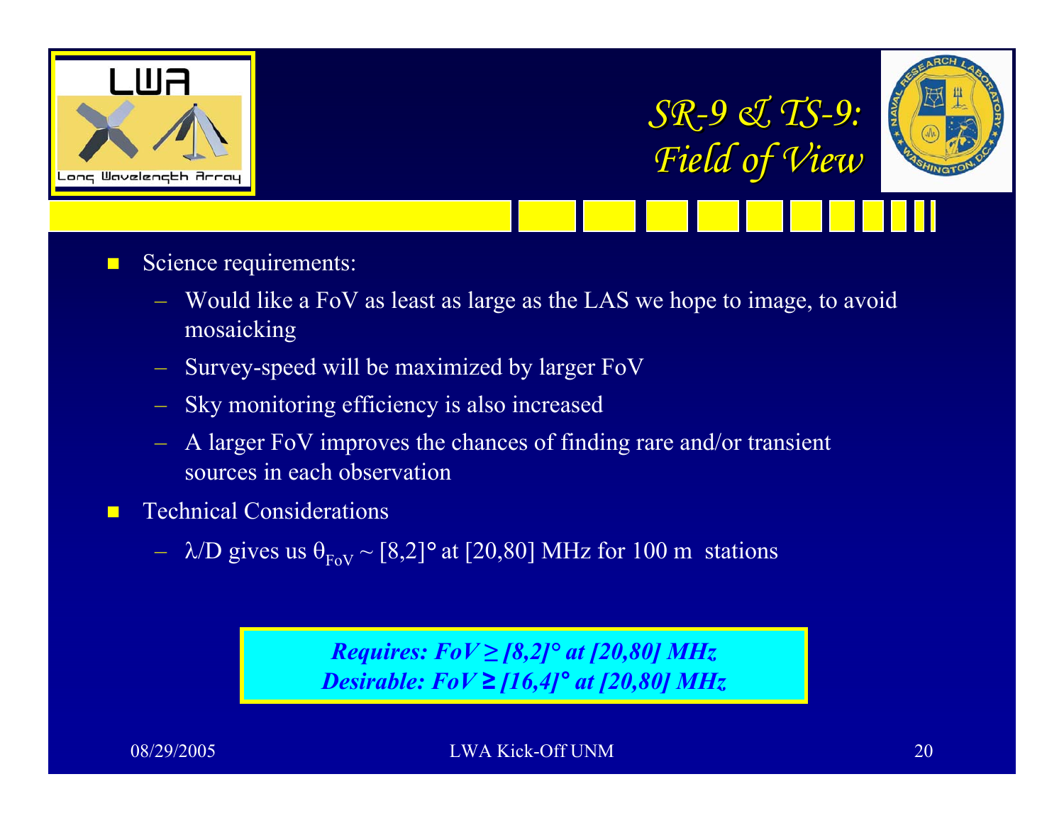# SR-9 & TS-9: Field of View

- Science requirements:
  - Would like a FoV as least as large as the LAS we hope to image, to avoid mosaicking
  - Survey-speed will be maximized by larger FoV
  - Sky monitoring efficiency is also increased
  - A larger FoV improves the chances of finding rare and/or transient sources in each observation
- Technical Considerations
  - $\lambda/D$ gives us $\theta_{FoV} \sim [8,2]°$ at [20,80] MHz for 100 m stations

***Requires: FoV ≥ [8,2]° at [20,80] MHz***
***Desirable: FoV ≥ [16,4]° at [20,80] MHz***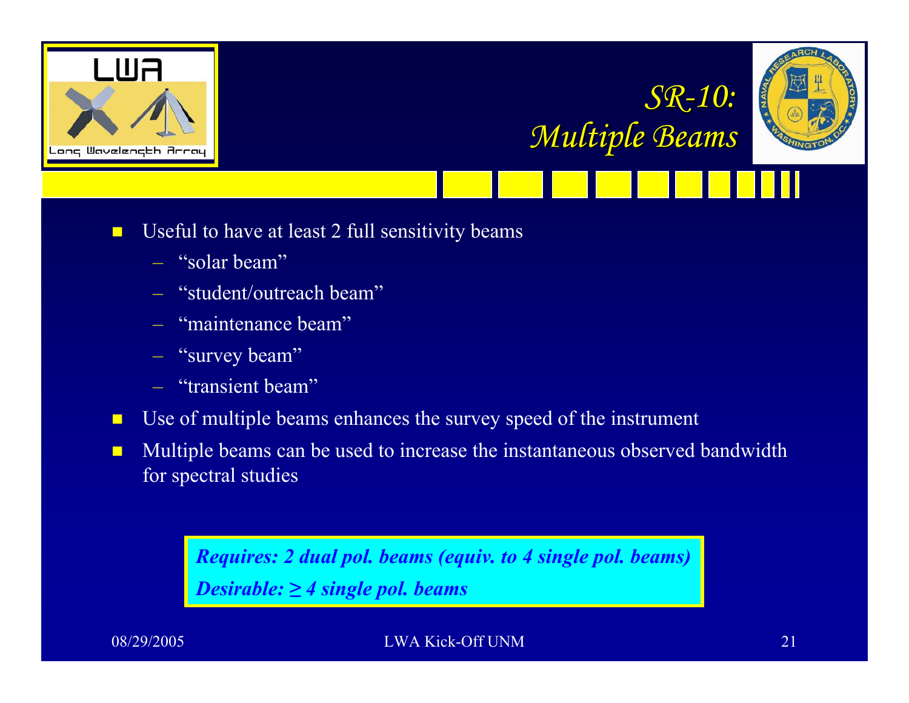# *SR-10: Multiple Beams*

- Useful to have at least 2 full sensitivity beams
  - "solar beam"
  - "student/outreach beam"
  - "maintenance beam"
  - "survey beam"
  - "transient beam"
- Use of multiple beams enhances the survey speed of the instrument
- Multiple beams can be used to increase the instantaneous observed bandwidth for spectral studies

***Requires: 2 dual pol. beams (equiv. to 4 single pol. beams)***

***Desirable: ≥ 4 single pol. beams***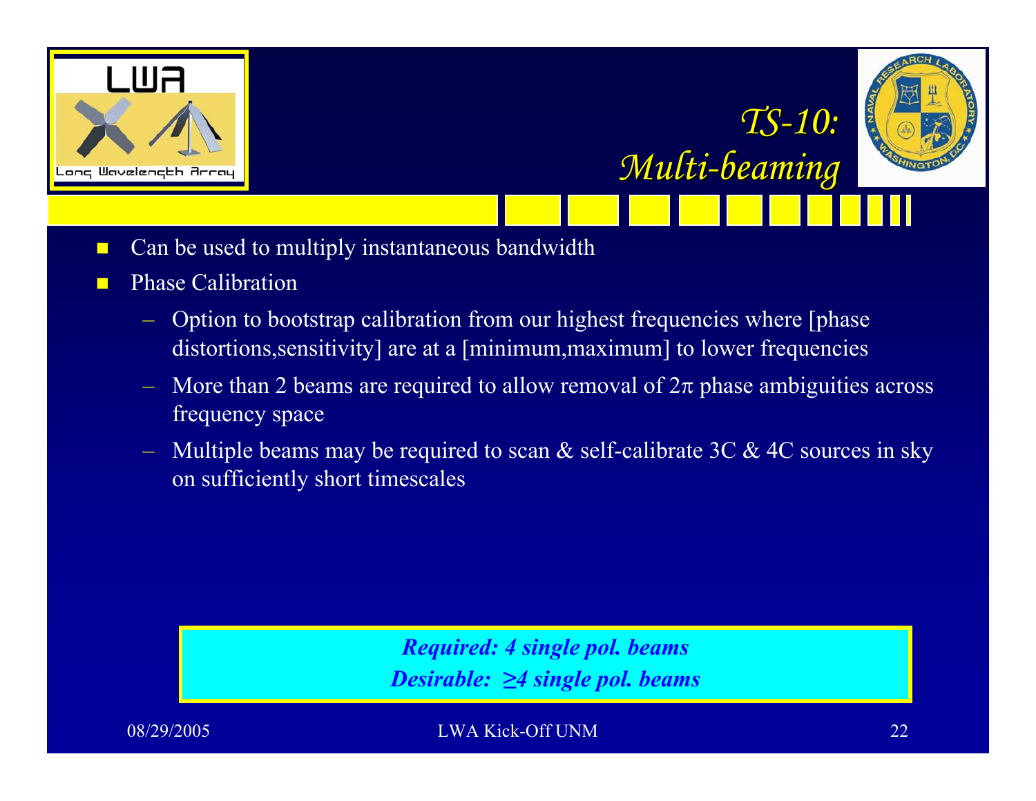# TS-10: Multi-beaming

- Can be used to multiply instantaneous bandwidth
- Phase Calibration
  - Option to bootstrap calibration from our highest frequencies where [phase distortions,sensitivity] are at a [minimum,maximum] to lower frequencies
  - More than 2 beams are required to allow removal of $2\pi$ phase ambiguities across frequency space
  - Multiple beams may be required to scan & self-calibrate 3C & 4C sources in sky on sufficiently short timescales

***Required: 4 single pol. beams***

***Desirable: ≥4 single pol. beams***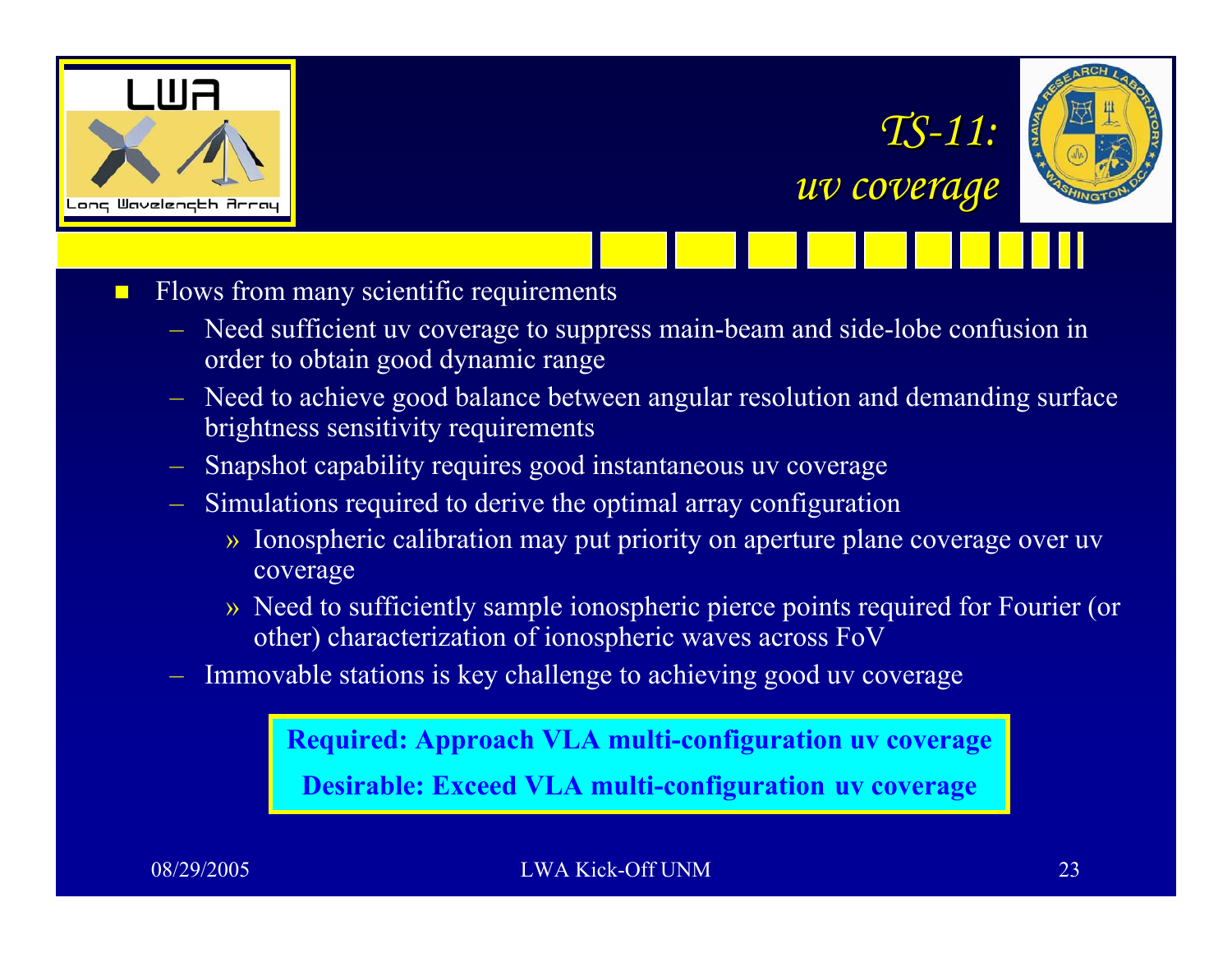# TS-11: uv coverage

- Flows from many scientific requirements
  - Need sufficient uv coverage to suppress main-beam and side-lobe confusion in order to obtain good dynamic range
  - Need to achieve good balance between angular resolution and demanding surface brightness sensitivity requirements
  - Snapshot capability requires good instantaneous uv coverage
  - Simulations required to derive the optimal array configuration
    - Ionospheric calibration may put priority on aperture plane coverage over uv coverage
    - Need to sufficiently sample ionospheric pierce points required for Fourier (or other) characterization of ionospheric waves across FoV
  - Immovable stations is key challenge to achieving good uv coverage

**Required: Approach VLA multi-configuration uv coverage**

**Desirable: Exceed VLA multi-configuration uv coverage**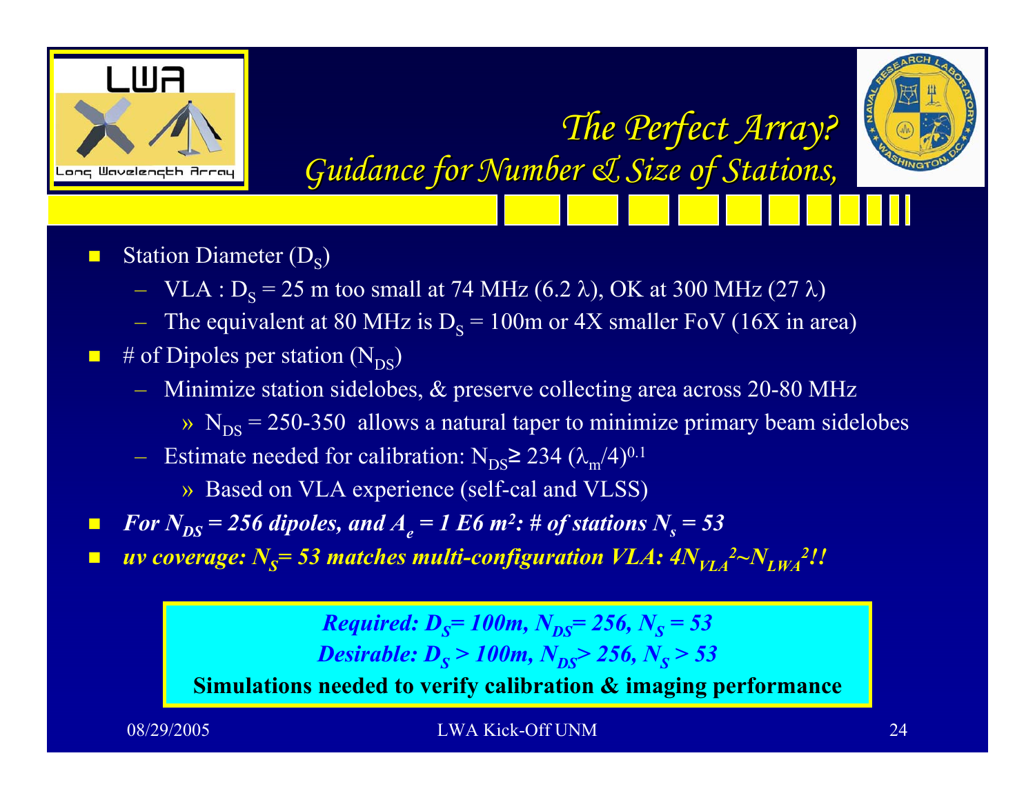# The Perfect Array?

## Guidance for Number & Size of Stations,

- Station Diameter ($D_S$)
  - VLA : $D_S$ = 25 m too small at 74 MHz (6.2 λ), OK at 300 MHz (27 λ)
  - The equivalent at 80 MHz is $D_S$ = 100m or 4X smaller FoV (16X in area)
- # of Dipoles per station ($N_{DS}$)
  - Minimize station sidelobes, & preserve collecting area across 20-80 MHz
    - » $N_{DS}$ = 250-350 allows a natural taper to minimize primary beam sidelobes
  - Estimate needed for calibration: $N_{DS} \geq 234 (\lambda_m/4)^{0.1}$
    - » Based on VLA experience (self-cal and VLSS)
- ***For $N_{DS}$ = 256 dipoles, and $A_e$ = 1 E6 m$^2$: # of stations $N_s$ = 53***
- ***uv coverage: $N_S$= 53 matches multi-configuration VLA: $4N_{VLA}^2 \sim N_{LWA}^2$!!***

***Required: $D_S$= 100m, $N_{DS}$= 256, $N_S$ = 53***
***Desirable: $D_S$ > 100m, $N_{DS}$> 256, $N_S$ > 53***
**Simulations needed to verify calibration & imaging performance**

08/29/2005 LWA Kick-Off UNM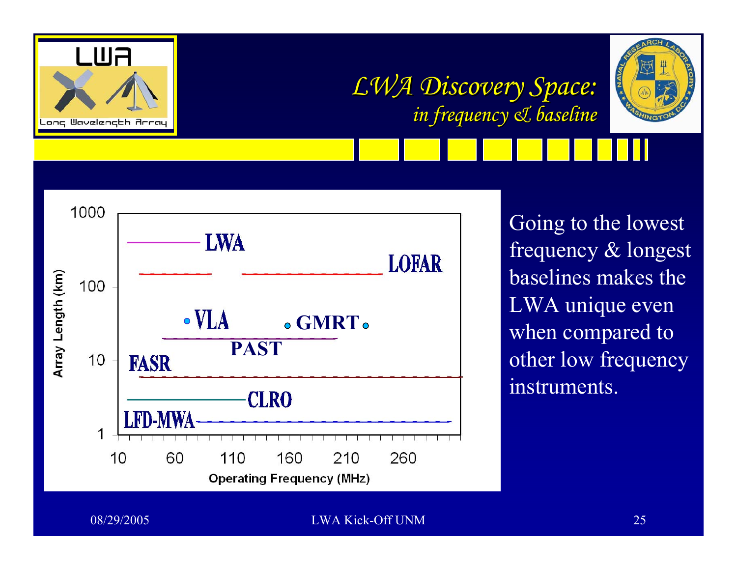# *LWA Discovery Space:*

## *in frequency & baseline*

Going to the lowest frequency & longest baselines makes the LWA unique even when compared to other low frequency instruments.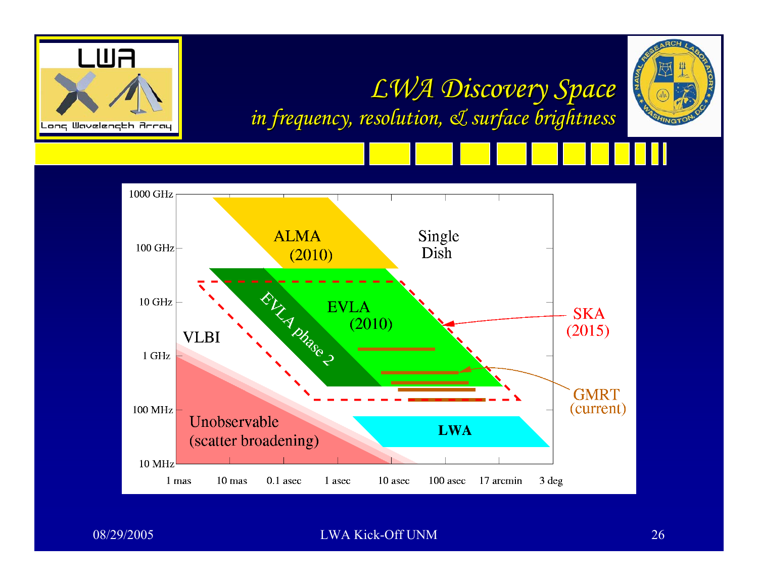# LWA Discovery Space

## *in frequency, resolution, & surface brightness*

1000 GHz

100 GHz

10 GHz

1 GHz

100 MHz

10 MHz

1 mas, 10 mas, 0.1 asec, 1 asec, 10 asec, 100 asec, 17 arcmin, 3 deg

ALMA (2010)

Single Dish

EVLA phase 2

EVLA (2010)

SKA (2015)

VLBI

GMRT (current)

Unobservable (scatter broadening)

**LWA**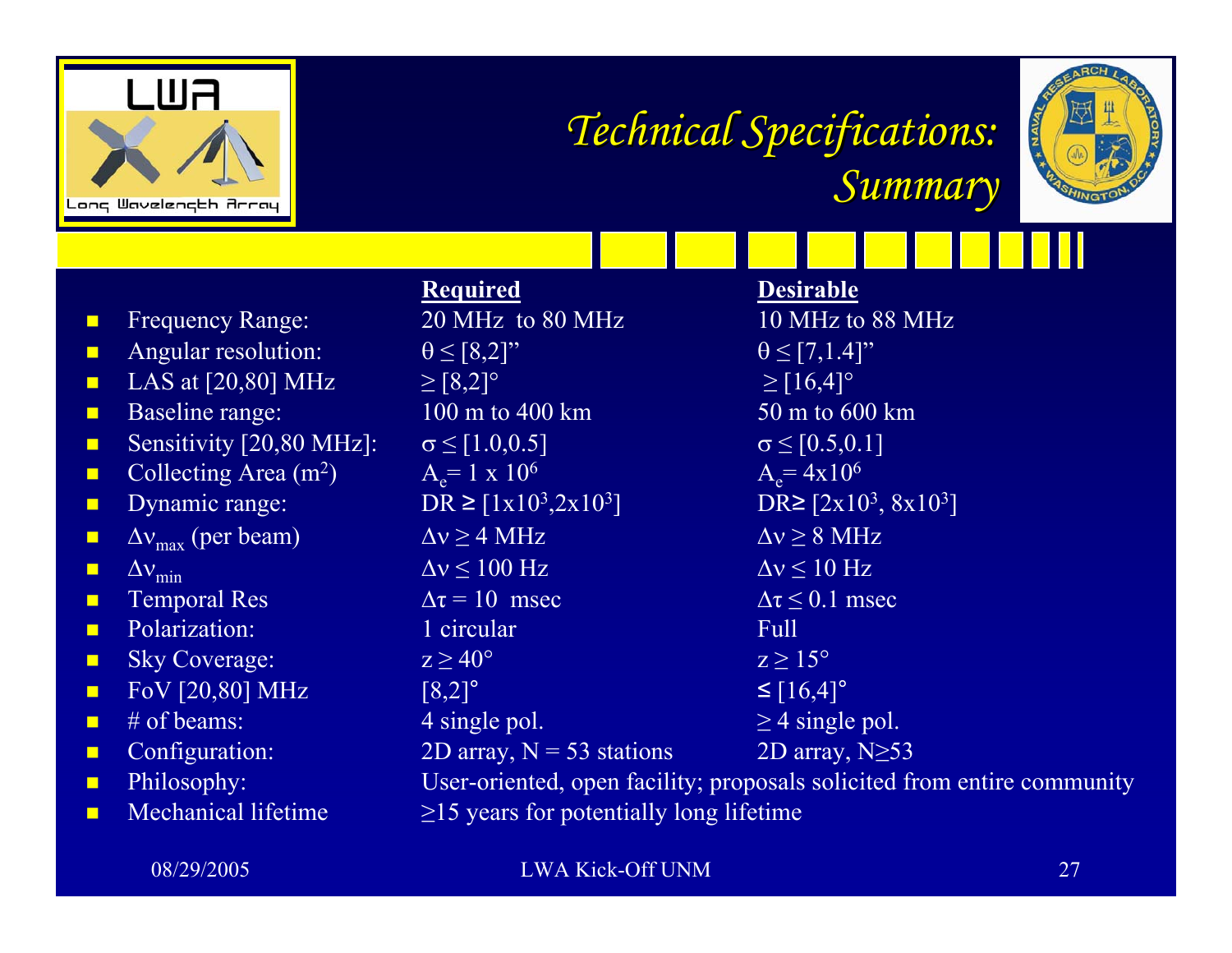# *Technical Specifications: Summary*

| | Required | Desirable |
|---|---|---|
| Frequency Range: | 20 MHz to 80 MHz | 10 MHz to 88 MHz |
| Angular resolution: | $\theta \leq [8,2]$” | $\theta \leq [7,1.4]$” |
| LAS at [20,80] MHz | $\geq [8,2]°$ | $\geq [16,4]°$ |
| Baseline range: | 100 m to 400 km | 50 m to 600 km |
| Sensitivity [20,80 MHz]: | $\sigma \leq [1.0,0.5]$ | $\sigma \leq [0.5,0.1]$ |
| Collecting Area ($m^2$) | $A_e = 1 \times 10^6$ | $A_e = 4 \times 10^6$ |
| Dynamic range: | DR $\geq [1 \times 10^3, 2 \times 10^3]$ | DR$\geq [2 \times 10^3, 8 \times 10^3]$ |
| $\Delta\nu_{max}$ (per beam) | $\Delta\nu \geq 4$ MHz | $\Delta\nu \geq 8$ MHz |
| $\Delta\nu_{min}$ | $\Delta\nu \leq 100$ Hz | $\Delta\nu \leq 10$ Hz |
| Temporal Res | $\Delta\tau = 10$ msec | $\Delta\tau \leq 0.1$ msec |
| Polarization: | 1 circular | Full |
| Sky Coverage: | $z \geq 40°$ | $z \geq 15°$ |
| FoV [20,80] MHz | [8,2]° | $\leq [16,4]°$ |
| # of beams: | 4 single pol. | $\geq$ 4 single pol. |
| Configuration: | 2D array, N = 53 stations | 2D array, N$\geq$53 |
| Philosophy: | User-oriented, open facility; proposals solicited from entire community | |
| Mechanical lifetime | $\geq$15 years for potentially long lifetime | |

08/29/2005 LWA Kick-Off UNM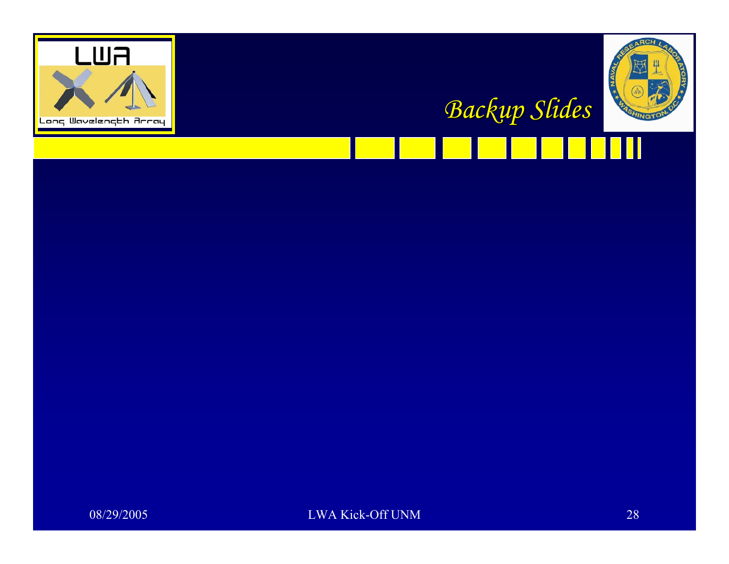# *Backup Slides*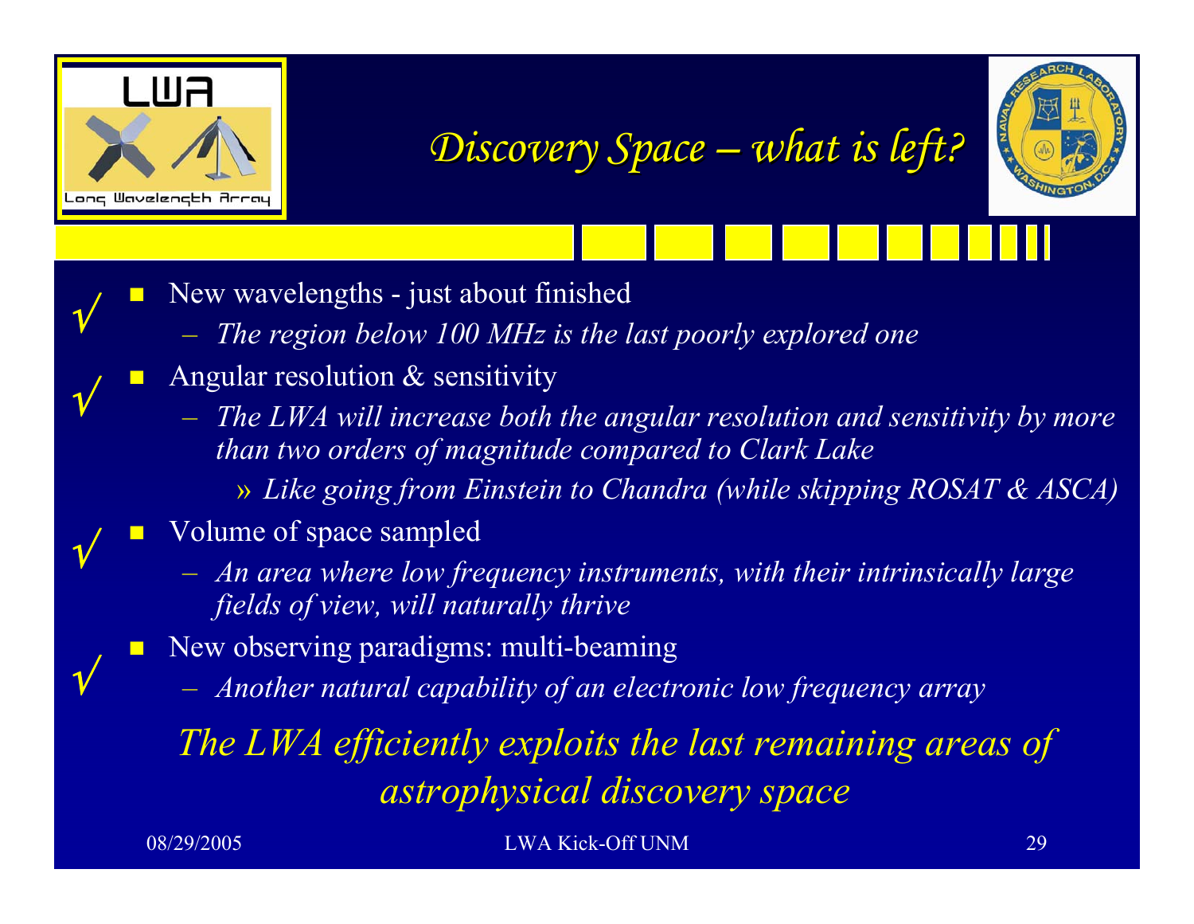# *Discovery Space – what is left?*

- √ New wavelengths - just about finished
  - *The region below 100 MHz is the last poorly explored one*
- √ Angular resolution & sensitivity
  - *The LWA will increase both the angular resolution and sensitivity by more than two orders of magnitude compared to Clark Lake*
    - » *Like going from Einstein to Chandra (while skipping ROSAT & ASCA)*
- √ Volume of space sampled
  - *An area where low frequency instruments, with their intrinsically large fields of view, will naturally thrive*
- √ New observing paradigms: multi-beaming
  - *Another natural capability of an electronic low frequency array*

*The LWA efficiently exploits the last remaining areas of astrophysical discovery space*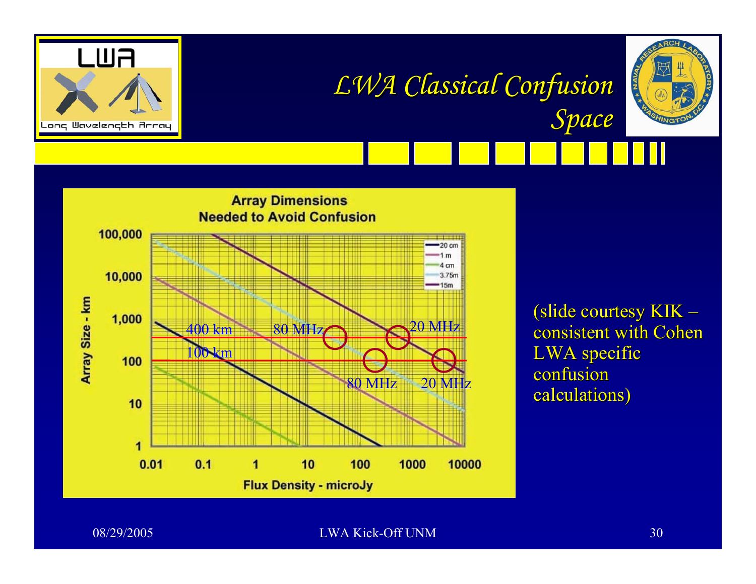# LWA Classical Confusion Space

**Array Dimensions Needed to Avoid Confusion**

Array Size - km (1 to 100,000) vs. Flux Density - microJy (0.01 to 10000)

Legend: 20 cm, 1 m, 4 cm, 3.75m, 15m

400 km — 80 MHz — 20 MHz

100 km — 80 MHz — 20 MHz

(slide courtesy KIK – consistent with Cohen LWA specific confusion calculations)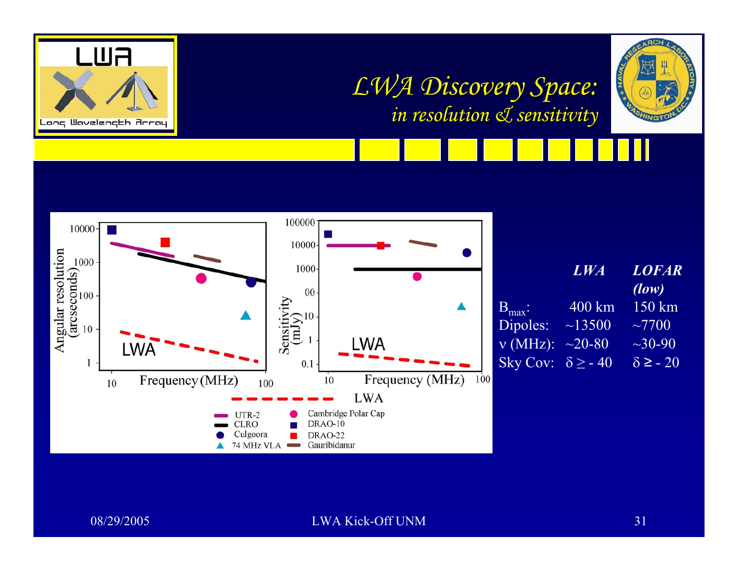# *LWA Discovery Space:*

## *in resolution & sensitivity*

Angular resolution (arcseconds)

10000
1000
100
10
1

LWA

10
Frequency (MHz)
100

Sensitivity (mJy)

100000
10000
1000
00
10
1
0.1

LWA

10
Frequency (MHz)
100

LWA

UTR-2
CLRO
Culgoora
74 MHz VLA
Cambridge Polar Cap
DRAO-10
DRAO-22
Gauribidanur

| | *LWA* | *LOFAR (low)* |
|---|---|---|
| $B_{max}$: | 400 km | 150 km |
| Dipoles: | ~13500 | ~7700 |
| ν (MHz): | ~20-80 | ~30-90 |
| Sky Cov: | $\delta \geq -40$ | $\delta \geq -20$ |

08/29/2005

LWA Kick-Off UNM